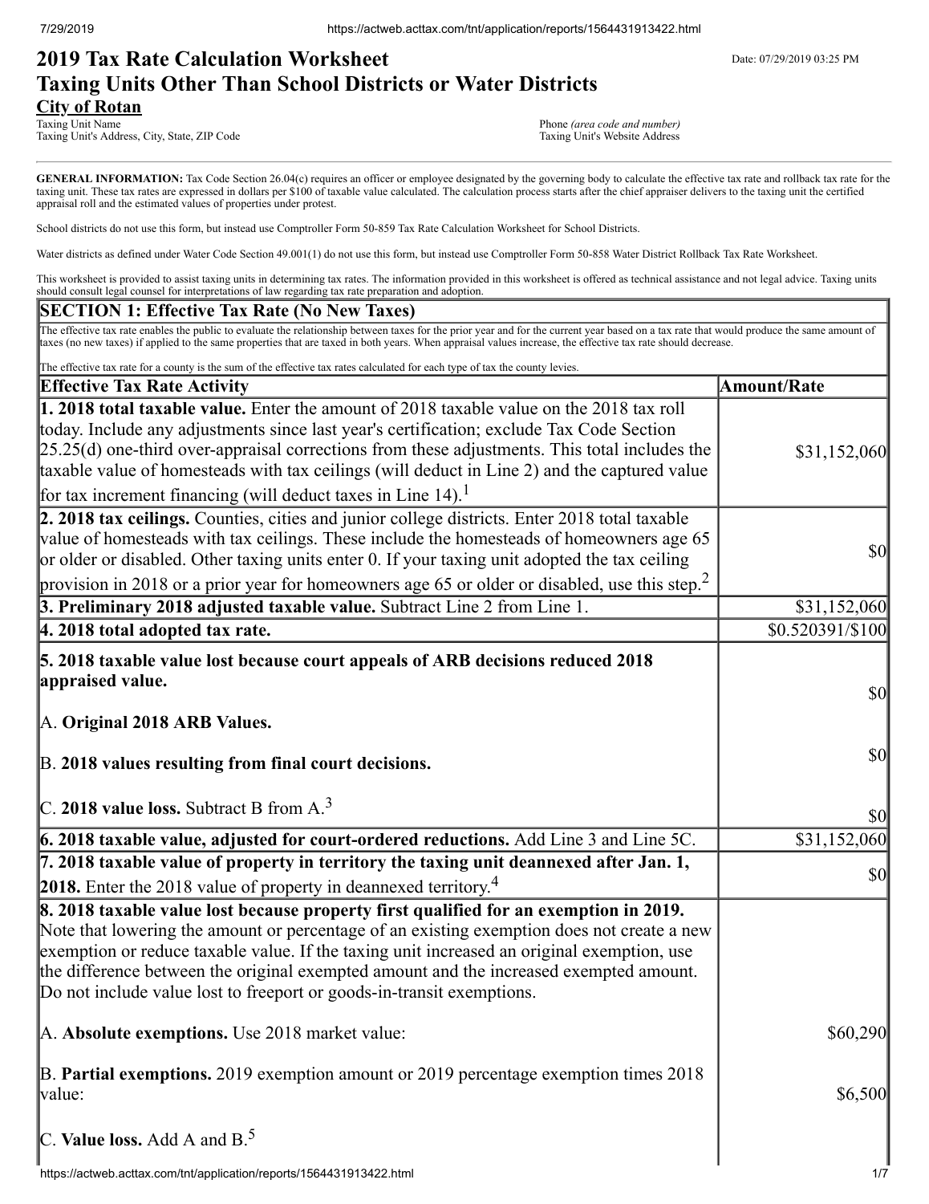# 2019 Tax Rate Calculation Worksheet

## Taxing Units Other Than School Districts or Water Districts

Date: 07/29/2019 03:25 PM

**City of Rotan**
Taxing Unit Name
Taxing Unit's Address, City, State, ZIP Code

Phone *(area code and number)*
Taxing Unit's Website Address

**GENERAL INFORMATION:** Tax Code Section 26.04(c) requires an officer or employee designated by the governing body to calculate the effective tax rate and rollback tax rate for the taxing unit. These tax rates are expressed in dollars per $100 of taxable value calculated. The calculation process starts after the chief appraiser delivers to the taxing unit the certified appraisal roll and the estimated values of properties under protest.

School districts do not use this form, but instead use Comptroller Form 50-859 Tax Rate Calculation Worksheet for School Districts.

Water districts as defined under Water Code Section 49.001(1) do not use this form, but instead use Comptroller Form 50-858 Water District Rollback Tax Rate Worksheet.

This worksheet is provided to assist taxing units in determining tax rates. The information provided in this worksheet is offered as technical assistance and not legal advice. Taxing units should consult legal counsel for interpretations of law regarding tax rate preparation and adoption.

### SECTION 1: Effective Tax Rate (No New Taxes)

The effective tax rate enables the public to evaluate the relationship between taxes for the prior year and for the current year based on a tax rate that would produce the same amount of taxes (no new taxes) if applied to the same properties that are taxed in both years. When appraisal values increase, the effective tax rate should decrease.

The effective tax rate for a county is the sum of the effective tax rates calculated for each type of tax the county levies.

| Effective Tax Rate Activity | Amount/Rate |
|---|---|
| **1. 2018 total taxable value.** Enter the amount of 2018 taxable value on the 2018 tax roll today. Include any adjustments since last year's certification; exclude Tax Code Section 25.25(d) one-third over-appraisal corrections from these adjustments. This total includes the taxable value of homesteads with tax ceilings (will deduct in Line 2) and the captured value for tax increment financing (will deduct taxes in Line 14).[1] | $31,152,060 |
| **2. 2018 tax ceilings.** Counties, cities and junior college districts. Enter 2018 total taxable value of homesteads with tax ceilings. These include the homesteads of homeowners age 65 or older or disabled. Other taxing units enter 0. If your taxing unit adopted the tax ceiling provision in 2018 or a prior year for homeowners age 65 or older or disabled, use this step.[2] | $0 |
| **3. Preliminary 2018 adjusted taxable value.** Subtract Line 2 from Line 1. | $31,152,060 |
| **4. 2018 total adopted tax rate.** | $0.520391/$100 |
| **5. 2018 taxable value lost because court appeals of ARB decisions reduced 2018 appraised value.** | |
| A. **Original 2018 ARB Values.** | $0 |
| B. **2018 values resulting from final court decisions.** | $0 |
| C. **2018 value loss.** Subtract B from A.[3] | $0 |
| **6. 2018 taxable value, adjusted for court-ordered reductions.** Add Line 3 and Line 5C. | $31,152,060 |
| **7. 2018 taxable value of property in territory the taxing unit deannexed after Jan. 1, 2018.** Enter the 2018 value of property in deannexed territory.[4] | $0 |
| **8. 2018 taxable value lost because property first qualified for an exemption in 2019.** Note that lowering the amount or percentage of an existing exemption does not create a new exemption or reduce taxable value. If the taxing unit increased an original exemption, use the difference between the original exempted amount and the increased exempted amount. Do not include value lost to freeport or goods-in-transit exemptions. | |
| A. **Absolute exemptions.** Use 2018 market value: | $60,290 |
| B. **Partial exemptions.** 2019 exemption amount or 2019 percentage exemption times 2018 value: | $6,500 |
| C. **Value loss.** Add A and B.[5] | |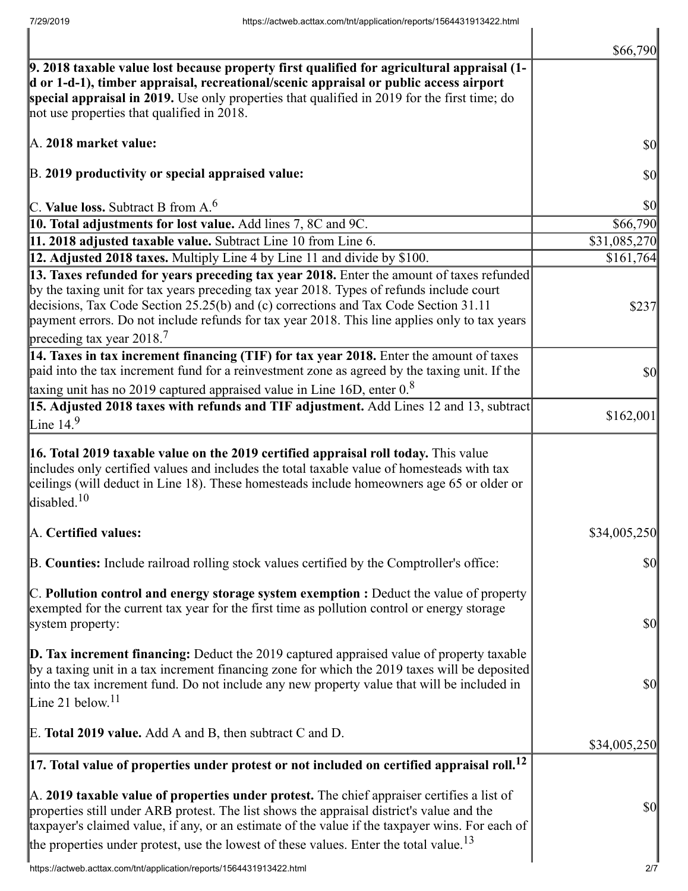| | |
|---|---|
| | $66,790 |
| **9. 2018 taxable value lost because property first qualified for agricultural appraisal (1-d or 1-d-1), timber appraisal, recreational/scenic appraisal or public access airport special appraisal in 2019.** Use only properties that qualified in 2019 for the first time; do not use properties that qualified in 2018. | |
| A. **2018 market value:** | $0 |
| B. **2019 productivity or special appraised value:** | $0 |
| C. **Value loss.** Subtract B from A.[6] | $0 |
| **10. Total adjustments for lost value.** Add lines 7, 8C and 9C. | $66,790 |
| **11. 2018 adjusted taxable value.** Subtract Line 10 from Line 6. | $31,085,270 |
| **12. Adjusted 2018 taxes.** Multiply Line 4 by Line 11 and divide by $100. | $161,764 |
| **13. Taxes refunded for years preceding tax year 2018.** Enter the amount of taxes refunded by the taxing unit for tax years preceding tax year 2018. Types of refunds include court decisions, Tax Code Section 25.25(b) and (c) corrections and Tax Code Section 31.11 payment errors. Do not include refunds for tax year 2018. This line applies only to tax years preceding tax year 2018.[7] | $237 |
| **14. Taxes in tax increment financing (TIF) for tax year 2018.** Enter the amount of taxes paid into the tax increment fund for a reinvestment zone as agreed by the taxing unit. If the taxing unit has no 2019 captured appraised value in Line 16D, enter 0.[8] | $0 |
| **15. Adjusted 2018 taxes with refunds and TIF adjustment.** Add Lines 12 and 13, subtract Line 14.[9] | $162,001 |
| **16. Total 2019 taxable value on the 2019 certified appraisal roll today.** This value includes only certified values and includes the total taxable value of homesteads with tax ceilings (will deduct in Line 18). These homesteads include homeowners age 65 or older or disabled.[10] | |
| A. **Certified values:** | $34,005,250 |
| B. **Counties:** Include railroad rolling stock values certified by the Comptroller's office: | $0 |
| C. **Pollution control and energy storage system exemption :** Deduct the value of property exempted for the current tax year for the first time as pollution control or energy storage system property: | $0 |
| **D. Tax increment financing:** Deduct the 2019 captured appraised value of property taxable by a taxing unit in a tax increment financing zone for which the 2019 taxes will be deposited into the tax increment fund. Do not include any new property value that will be included in Line 21 below.[11] | $0 |
| E. **Total 2019 value.** Add A and B, then subtract C and D. | $34,005,250 |
| **17. Total value of properties under protest or not included on certified appraisal roll.[12]** | |
| A. **2019 taxable value of properties under protest.** The chief appraiser certifies a list of properties still under ARB protest. The list shows the appraisal district's value and the taxpayer's claimed value, if any, or an estimate of the value if the taxpayer wins. For each of the properties under protest, use the lowest of these values. Enter the total value.[13] | $0 |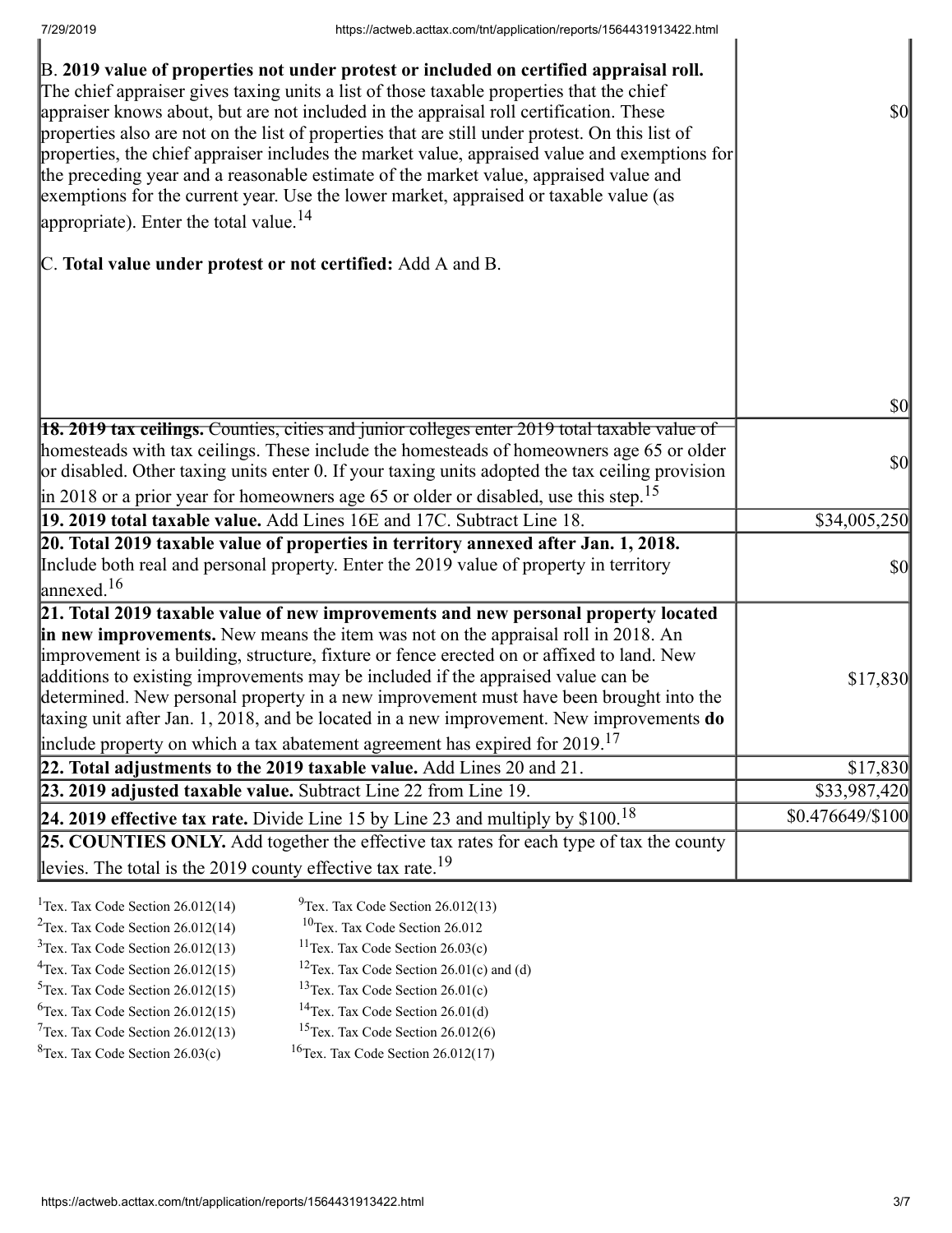| | |
|---|---|
| B. **2019 value of properties not under protest or included on certified appraisal roll.** The chief appraiser gives taxing units a list of those taxable properties that the chief appraiser knows about, but are not included in the appraisal roll certification. These properties also are not on the list of properties that are still under protest. On this list of properties, the chief appraiser includes the market value, appraised value and exemptions for the preceding year and a reasonable estimate of the market value, appraised value and exemptions for the current year. Use the lower market, appraised or taxable value (as appropriate). Enter the total value.[14] | $0 |
| C. **Total value under protest or not certified:** Add A and B. | $0 |
| **18. 2019 tax ceilings.** Counties, cities and junior colleges enter 2019 total taxable value of homesteads with tax ceilings. These include the homesteads of homeowners age 65 or older or disabled. Other taxing units enter 0. If your taxing units adopted the tax ceiling provision in 2018 or a prior year for homeowners age 65 or older or disabled, use this step.[15] | $0 |
| **19. 2019 total taxable value.** Add Lines 16E and 17C. Subtract Line 18. | $34,005,250 |
| **20. Total 2019 taxable value of properties in territory annexed after Jan. 1, 2018.** Include both real and personal property. Enter the 2019 value of property in territory annexed.[16] | $0 |
| **21. Total 2019 taxable value of new improvements and new personal property located in new improvements.** New means the item was not on the appraisal roll in 2018. An improvement is a building, structure, fixture or fence erected on or affixed to land. New additions to existing improvements may be included if the appraised value can be determined. New personal property in a new improvement must have been brought into the taxing unit after Jan. 1, 2018, and be located in a new improvement. New improvements **do** include property on which a tax abatement agreement has expired for 2019.[17] | $17,830 |
| **22. Total adjustments to the 2019 taxable value.** Add Lines 20 and 21. | $17,830 |
| **23. 2019 adjusted taxable value.** Subtract Line 22 from Line 19. | $33,987,420 |
| **24. 2019 effective tax rate.** Divide Line 15 by Line 23 and multiply by $100.[18] | $0.476649/$100 |
| **25. COUNTIES ONLY.** Add together the effective tax rates for each type of tax the county levies. The total is the 2019 county effective tax rate.[19] | |

[1]Tex. Tax Code Section 26.012(14)
[2]Tex. Tax Code Section 26.012(14)
[3]Tex. Tax Code Section 26.012(13)
[4]Tex. Tax Code Section 26.012(15)
[5]Tex. Tax Code Section 26.012(15)
[6]Tex. Tax Code Section 26.012(15)
[7]Tex. Tax Code Section 26.012(13)
[8]Tex. Tax Code Section 26.03(c)
[9]Tex. Tax Code Section 26.012(13)
[10]Tex. Tax Code Section 26.012
[11]Tex. Tax Code Section 26.03(c)
[12]Tex. Tax Code Section 26.01(c) and (d)
[13]Tex. Tax Code Section 26.01(c)
[14]Tex. Tax Code Section 26.01(d)
[15]Tex. Tax Code Section 26.012(6)
[16]Tex. Tax Code Section 26.012(17)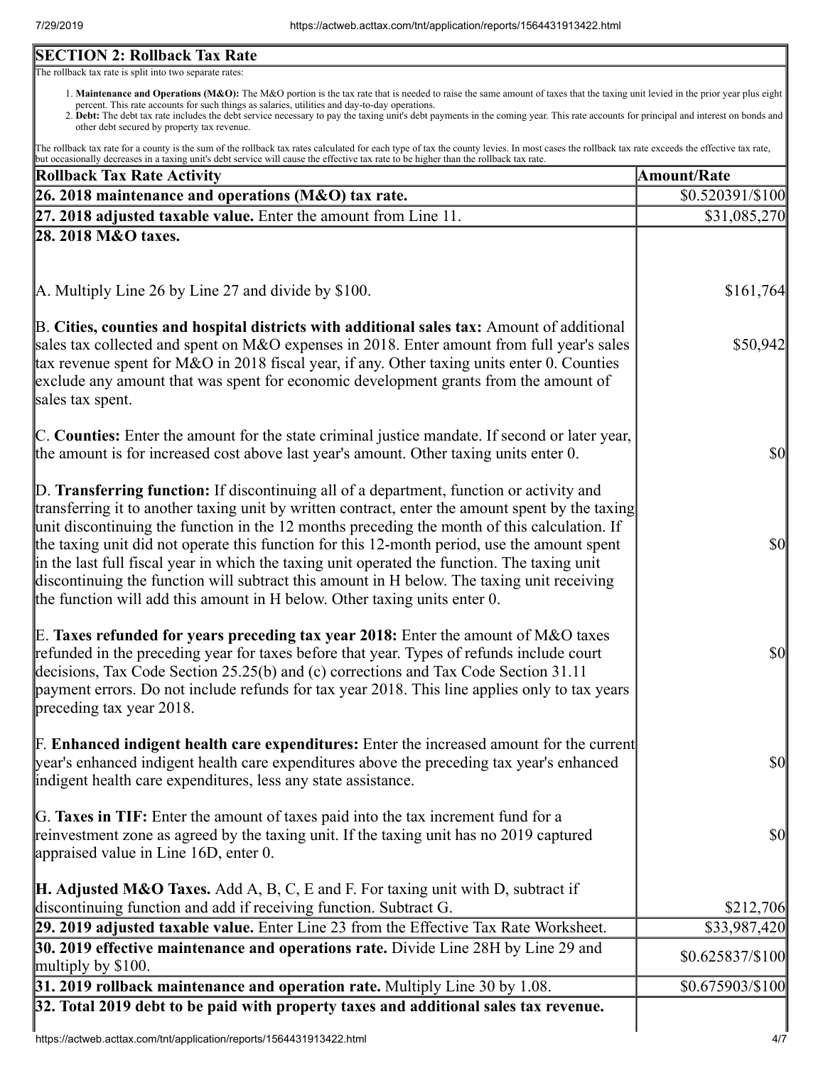## SECTION 2: Rollback Tax Rate

The rollback tax rate is split into two separate rates:

1. **Maintenance and Operations (M&O):** The M&O portion is the tax rate that is needed to raise the same amount of taxes that the taxing unit levied in the prior year plus eight percent. This rate accounts for such things as salaries, utilities and day-to-day operations.
2. **Debt:** The debt tax rate includes the debt service necessary to pay the taxing unit's debt payments in the coming year. This rate accounts for principal and interest on bonds and other debt secured by property tax revenue.

The rollback tax rate for a county is the sum of the rollback tax rates calculated for each type of tax the county levies. In most cases the rollback tax rate exceeds the effective tax rate, but occasionally decreases in a taxing unit's debt service will cause the effective tax rate to be higher than the rollback tax rate.

| Rollback Tax Rate Activity | Amount/Rate |
|---|---|
| **26. 2018 maintenance and operations (M&O) tax rate.** | $0.520391/$100 |
| **27. 2018 adjusted taxable value.** Enter the amount from Line 11. | $31,085,270 |
| **28. 2018 M&O taxes.** | |
| A. Multiply Line 26 by Line 27 and divide by $100. | $161,764 |
| B. **Cities, counties and hospital districts with additional sales tax:** Amount of additional sales tax collected and spent on M&O expenses in 2018. Enter amount from full year's sales tax revenue spent for M&O in 2018 fiscal year, if any. Other taxing units enter 0. Counties exclude any amount that was spent for economic development grants from the amount of sales tax spent. | $50,942 |
| C. **Counties:** Enter the amount for the state criminal justice mandate. If second or later year, the amount is for increased cost above last year's amount. Other taxing units enter 0. | $0 |
| D. **Transferring function:** If discontinuing all of a department, function or activity and transferring it to another taxing unit by written contract, enter the amount spent by the taxing unit discontinuing the function in the 12 months preceding the month of this calculation. If the taxing unit did not operate this function for this 12-month period, use the amount spent in the last full fiscal year in which the taxing unit operated the function. The taxing unit discontinuing the function will subtract this amount in H below. The taxing unit receiving the function will add this amount in H below. Other taxing units enter 0. | $0 |
| E. **Taxes refunded for years preceding tax year 2018:** Enter the amount of M&O taxes refunded in the preceding year for taxes before that year. Types of refunds include court decisions, Tax Code Section 25.25(b) and (c) corrections and Tax Code Section 31.11 payment errors. Do not include refunds for tax year 2018. This line applies only to tax years preceding tax year 2018. | $0 |
| F. **Enhanced indigent health care expenditures:** Enter the increased amount for the current year's enhanced indigent health care expenditures above the preceding tax year's enhanced indigent health care expenditures, less any state assistance. | $0 |
| G. **Taxes in TIF:** Enter the amount of taxes paid into the tax increment fund for a reinvestment zone as agreed by the taxing unit. If the taxing unit has no 2019 captured appraised value in Line 16D, enter 0. | $0 |
| **H. Adjusted M&O Taxes.** Add A, B, C, E and F. For taxing unit with D, subtract if discontinuing function and add if receiving function. Subtract G. | $212,706 |
| **29. 2019 adjusted taxable value.** Enter Line 23 from the Effective Tax Rate Worksheet. | $33,987,420 |
| **30. 2019 effective maintenance and operations rate.** Divide Line 28H by Line 29 and multiply by $100. | $0.625837/$100 |
| **31. 2019 rollback maintenance and operation rate.** Multiply Line 30 by 1.08. | $0.675903/$100 |
| **32. Total 2019 debt to be paid with property taxes and additional sales tax revenue.** | |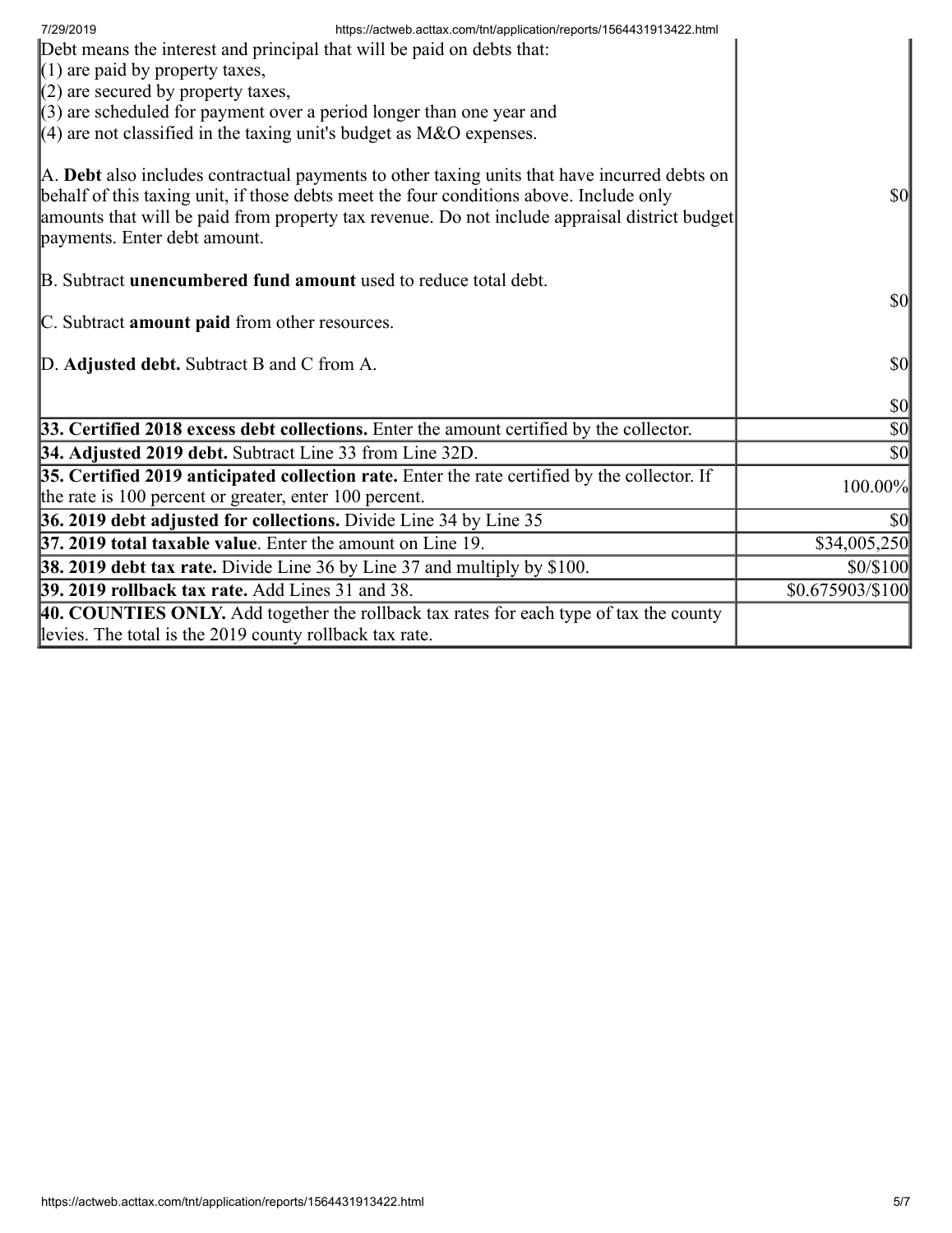| | |
|---|---|
| Debt means the interest and principal that will be paid on debts that:<br>(1) are paid by property taxes,<br>(2) are secured by property taxes,<br>(3) are scheduled for payment over a period longer than one year and<br>(4) are not classified in the taxing unit's budget as M&O expenses.<br><br>A. **Debt** also includes contractual payments to other taxing units that have incurred debts on behalf of this taxing unit, if those debts meet the four conditions above. Include only amounts that will be paid from property tax revenue. Do not include appraisal district budget payments. Enter debt amount.<br><br>B. Subtract **unencumbered fund amount** used to reduce total debt.<br><br>C. Subtract **amount paid** from other resources.<br><br>D. **Adjusted debt.** Subtract B and C from A. | $0<br><br>$0<br><br>$0<br><br>$0 |
| **33. Certified 2018 excess debt collections.** Enter the amount certified by the collector. | $0 |
| **34. Adjusted 2019 debt.** Subtract Line 33 from Line 32D. | $0 |
| **35. Certified 2019 anticipated collection rate.** Enter the rate certified by the collector. If the rate is 100 percent or greater, enter 100 percent. | 100.00% |
| **36. 2019 debt adjusted for collections.** Divide Line 34 by Line 35 | $0 |
| **37. 2019 total taxable value**. Enter the amount on Line 19. | $34,005,250 |
| **38. 2019 debt tax rate.** Divide Line 36 by Line 37 and multiply by $100. | $0/$100 |
| **39. 2019 rollback tax rate.** Add Lines 31 and 38. | $0.675903/$100 |
| **40. COUNTIES ONLY.** Add together the rollback tax rates for each type of tax the county levies. The total is the 2019 county rollback tax rate. | |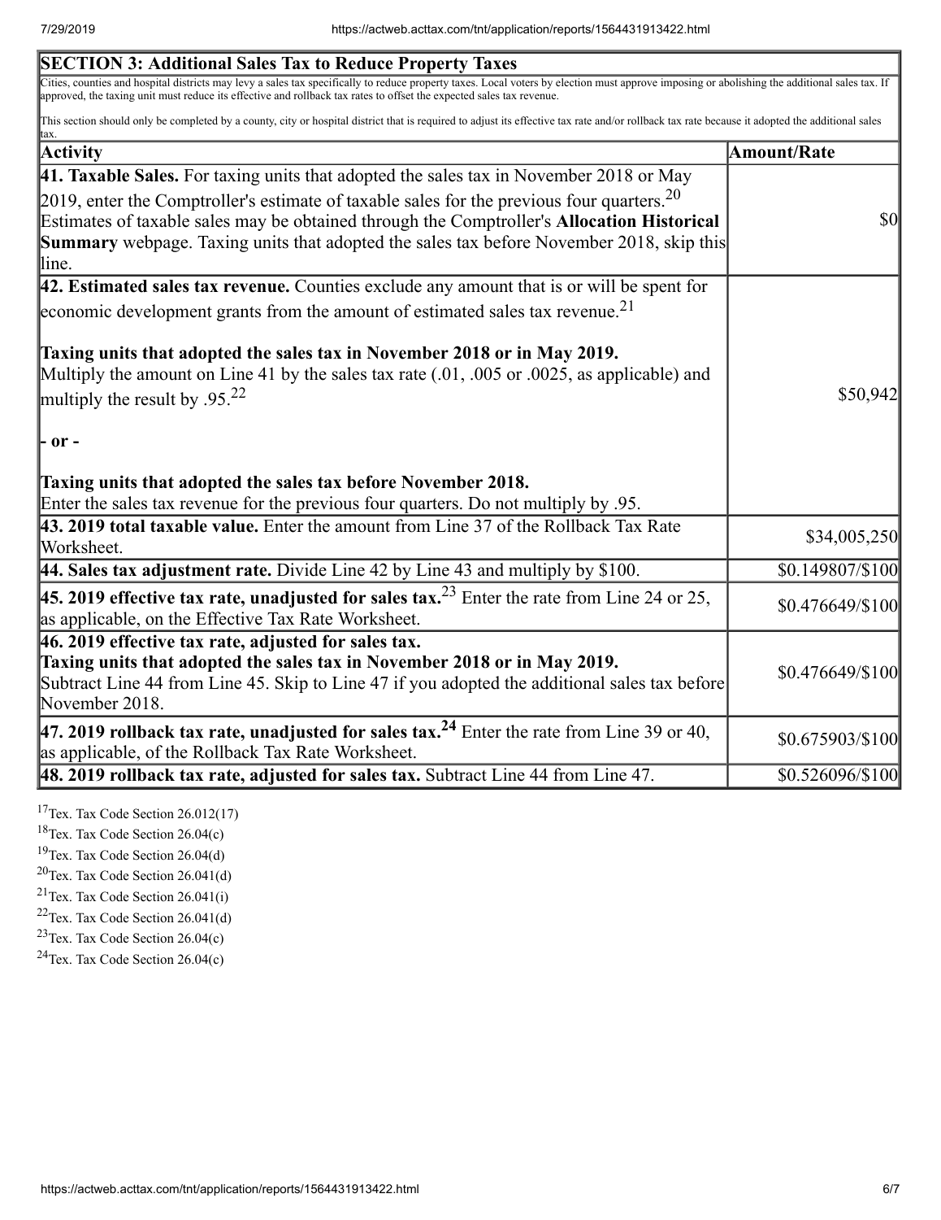## SECTION 3: Additional Sales Tax to Reduce Property Taxes

Cities, counties and hospital districts may levy a sales tax specifically to reduce property taxes. Local voters by election must approve imposing or abolishing the additional sales tax. If approved, the taxing unit must reduce its effective and rollback tax rates to offset the expected sales tax revenue.

This section should only be completed by a county, city or hospital district that is required to adjust its effective tax rate and/or rollback tax rate because it adopted the additional sales tax.

| Activity | Amount/Rate |
|---|---|
| **41. Taxable Sales.** For taxing units that adopted the sales tax in November 2018 or May 2019, enter the Comptroller's estimate of taxable sales for the previous four quarters.[20] Estimates of taxable sales may be obtained through the Comptroller's **Allocation Historical Summary** webpage. Taxing units that adopted the sales tax before November 2018, skip this line. | $0 |
| **42. Estimated sales tax revenue.** Counties exclude any amount that is or will be spent for economic development grants from the amount of estimated sales tax revenue.[21] **Taxing units that adopted the sales tax in November 2018 or in May 2019.** Multiply the amount on Line 41 by the sales tax rate (.01, .005 or .0025, as applicable) and multiply the result by .95.[22] **- or -** **Taxing units that adopted the sales tax before November 2018.** Enter the sales tax revenue for the previous four quarters. Do not multiply by .95. | $50,942 |
| **43. 2019 total taxable value.** Enter the amount from Line 37 of the Rollback Tax Rate Worksheet. | $34,005,250 |
| **44. Sales tax adjustment rate.** Divide Line 42 by Line 43 and multiply by $100. | $0.149807/$100 |
| **45. 2019 effective tax rate, unadjusted for sales tax.**[23] Enter the rate from Line 24 or 25, as applicable, on the Effective Tax Rate Worksheet. | $0.476649/$100 |
| **46. 2019 effective tax rate, adjusted for sales tax.** **Taxing units that adopted the sales tax in November 2018 or in May 2019.** Subtract Line 44 from Line 45. Skip to Line 47 if you adopted the additional sales tax before November 2018. | $0.476649/$100 |
| **47. 2019 rollback tax rate, unadjusted for sales tax.[24]** Enter the rate from Line 39 or 40, as applicable, of the Rollback Tax Rate Worksheet. | $0.675903/$100 |
| **48. 2019 rollback tax rate, adjusted for sales tax.** Subtract Line 44 from Line 47. | $0.526096/$100 |

[17] Tex. Tax Code Section 26.012(17)
[18] Tex. Tax Code Section 26.04(c)
[19] Tex. Tax Code Section 26.04(d)
[20] Tex. Tax Code Section 26.041(d)
[21] Tex. Tax Code Section 26.041(i)
[22] Tex. Tax Code Section 26.041(d)
[23] Tex. Tax Code Section 26.04(c)
[24] Tex. Tax Code Section 26.04(c)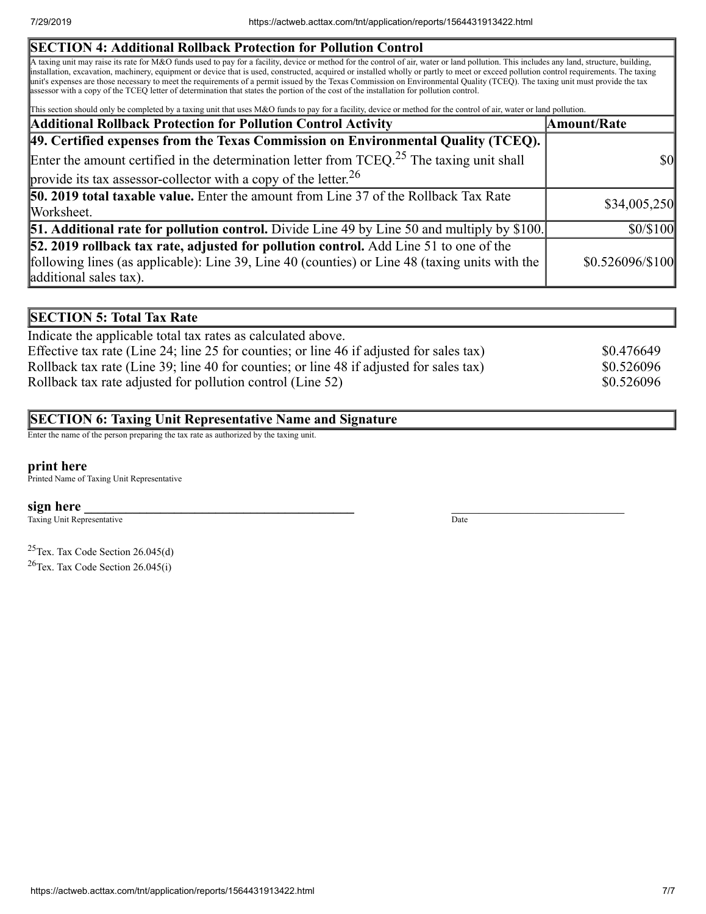## SECTION 4: Additional Rollback Protection for Pollution Control

A taxing unit may raise its rate for M&O funds used to pay for a facility, device or method for the control of air, water or land pollution. This includes any land, structure, building, installation, excavation, machinery, equipment or device that is used, constructed, acquired or installed wholly or partly to meet or exceed pollution control requirements. The taxing unit's expenses are those necessary to meet the requirements of a permit issued by the Texas Commission on Environmental Quality (TCEQ). The taxing unit must provide the tax assessor with a copy of the TCEQ letter of determination that states the portion of the cost of the installation for pollution control.

This section should only be completed by a taxing unit that uses M&O funds to pay for a facility, device or method for the control of air, water or land pollution.

| Additional Rollback Protection for Pollution Control Activity | Amount/Rate |
|---|---|
| **49. Certified expenses from the Texas Commission on Environmental Quality (TCEQ).** Enter the amount certified in the determination letter from TCEQ.[25] The taxing unit shall provide its tax assessor-collector with a copy of the letter.[26] | $0 |
| **50. 2019 total taxable value.** Enter the amount from Line 37 of the Rollback Tax Rate Worksheet. | $34,005,250 |
| **51. Additional rate for pollution control.** Divide Line 49 by Line 50 and multiply by $100. | $0/$100 |
| **52. 2019 rollback tax rate, adjusted for pollution control.** Add Line 51 to one of the following lines (as applicable): Line 39, Line 40 (counties) or Line 48 (taxing units with the additional sales tax). | $0.526096/$100 |

## SECTION 5: Total Tax Rate

Indicate the applicable total tax rates as calculated above.

| | |
|---|---|
| Effective tax rate (Line 24; line 25 for counties; or line 46 if adjusted for sales tax) | $0.476649 |
| Rollback tax rate (Line 39; line 40 for counties; or line 48 if adjusted for sales tax) | $0.526096 |
| Rollback tax rate adjusted for pollution control (Line 52) | $0.526096 |

## SECTION 6: Taxing Unit Representative Name and Signature

Enter the name of the person preparing the tax rate as authorized by the taxing unit.

**print here**
Printed Name of Taxing Unit Representative

**sign here** ______________________________________ ____________________________
Taxing Unit Representative Date

[25] Tex. Tax Code Section 26.045(d)
[26] Tex. Tax Code Section 26.045(i)